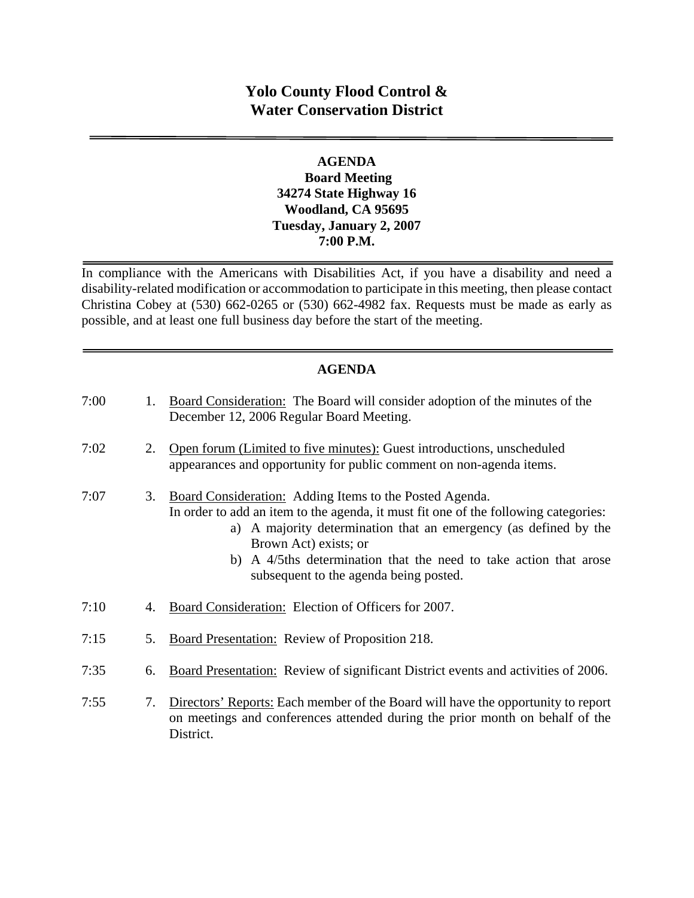# Yolo County Flood Control & Water Conservation District

---

**AGENDA**
**Board Meeting**
**34274 State Highway 16**
**Woodland, CA 95695**
**Tuesday, January 2, 2007**
**7:00 P.M.**

---

In compliance with the Americans with Disabilities Act, if you have a disability and need a disability-related modification or accommodation to participate in this meeting, then please contact Christina Cobey at (530) 662-0265 or (530) 662-4982 fax. Requests must be made as early as possible, and at least one full business day before the start of the meeting.

---

## AGENDA

7:00 1. Board Consideration: The Board will consider adoption of the minutes of the December 12, 2006 Regular Board Meeting.

7:02 2. Open forum (Limited to five minutes): Guest introductions, unscheduled appearances and opportunity for public comment on non-agenda items.

7:07 3. Board Consideration: Adding Items to the Posted Agenda.
In order to add an item to the agenda, it must fit one of the following categories:
a) A majority determination that an emergency (as defined by the Brown Act) exists; or
b) A 4/5ths determination that the need to take action that arose subsequent to the agenda being posted.

7:10 4. Board Consideration: Election of Officers for 2007.

7:15 5. Board Presentation: Review of Proposition 218.

7:35 6. Board Presentation: Review of significant District events and activities of 2006.

7:55 7. Directors' Reports: Each member of the Board will have the opportunity to report on meetings and conferences attended during the prior month on behalf of the District.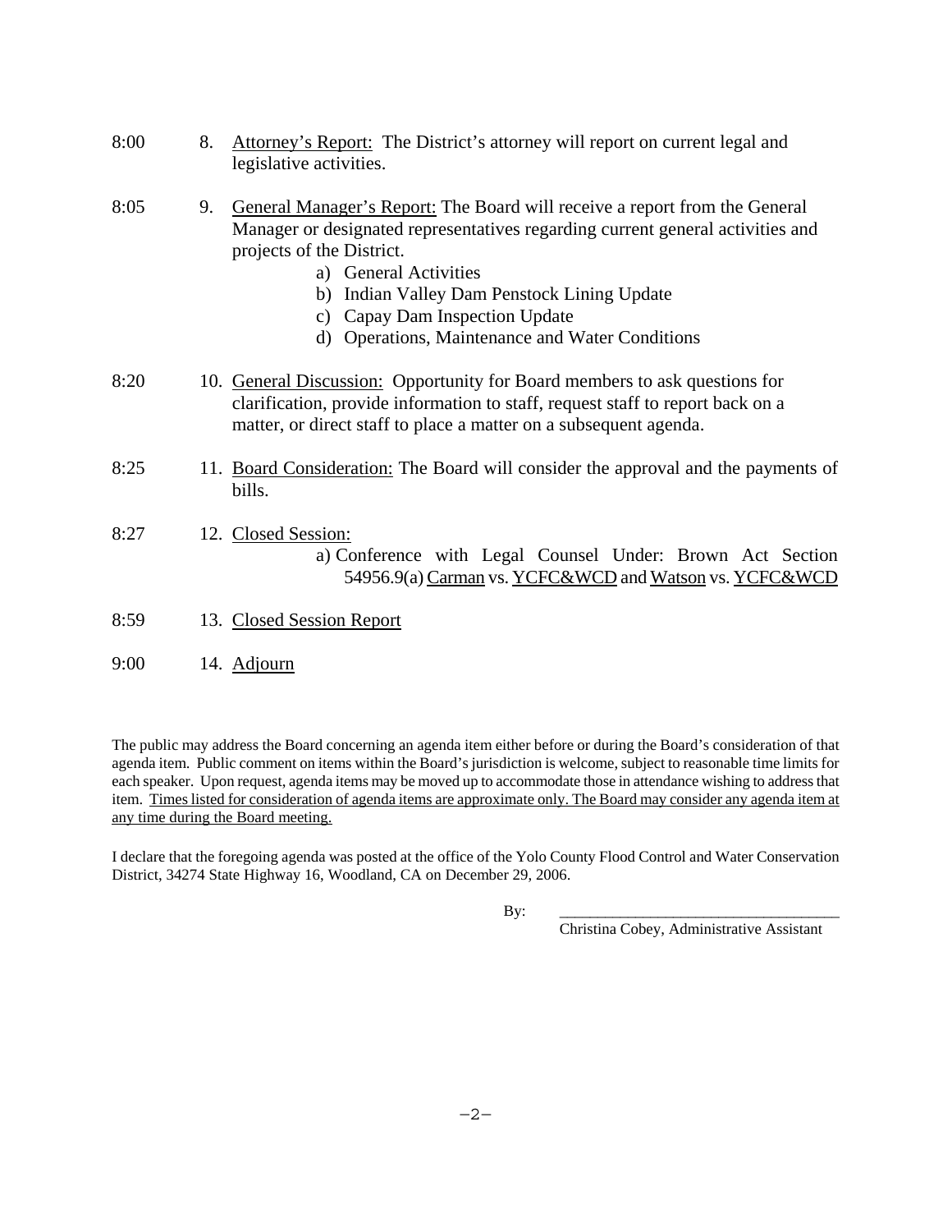8:00 8. Attorney's Report: The District's attorney will report on current legal and legislative activities.

8:05 9. General Manager's Report: The Board will receive a report from the General Manager or designated representatives regarding current general activities and projects of the District.

- a) General Activities
- b) Indian Valley Dam Penstock Lining Update
- c) Capay Dam Inspection Update
- d) Operations, Maintenance and Water Conditions

8:20 10. General Discussion: Opportunity for Board members to ask questions for clarification, provide information to staff, request staff to report back on a matter, or direct staff to place a matter on a subsequent agenda.

8:25 11. Board Consideration: The Board will consider the approval and the payments of bills.

8:27 12. Closed Session:

- a) Conference with Legal Counsel Under: Brown Act Section 54956.9(a) Carman vs. YCFC&WCD and Watson vs. YCFC&WCD

8:59 13. Closed Session Report

9:00 14. Adjourn

The public may address the Board concerning an agenda item either before or during the Board's consideration of that agenda item. Public comment on items within the Board's jurisdiction is welcome, subject to reasonable time limits for each speaker. Upon request, agenda items may be moved up to accommodate those in attendance wishing to address that item. Times listed for consideration of agenda items are approximate only. The Board may consider any agenda item at any time during the Board meeting.

I declare that the foregoing agenda was posted at the office of the Yolo County Flood Control and Water Conservation District, 34274 State Highway 16, Woodland, CA on December 29, 2006.

By: ___________________________________

Christina Cobey, Administrative Assistant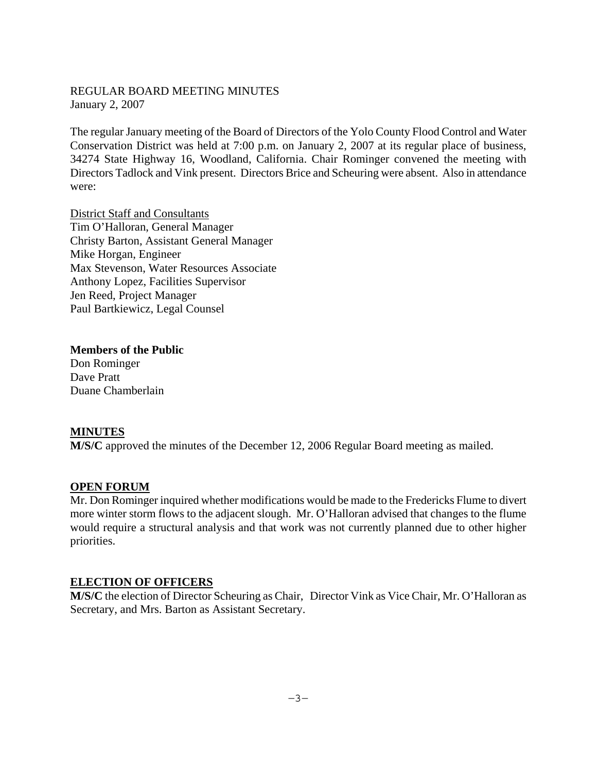REGULAR BOARD MEETING MINUTES
January 2, 2007

The regular January meeting of the Board of Directors of the Yolo County Flood Control and Water Conservation District was held at 7:00 p.m. on January 2, 2007 at its regular place of business, 34274 State Highway 16, Woodland, California. Chair Rominger convened the meeting with Directors Tadlock and Vink present. Directors Brice and Scheuring were absent. Also in attendance were:

District Staff and Consultants
Tim O'Halloran, General Manager
Christy Barton, Assistant General Manager
Mike Horgan, Engineer
Max Stevenson, Water Resources Associate
Anthony Lopez, Facilities Supervisor
Jen Reed, Project Manager
Paul Bartkiewicz, Legal Counsel

**Members of the Public**
Don Rominger
Dave Pratt
Duane Chamberlain

## MINUTES

**M/S/C** approved the minutes of the December 12, 2006 Regular Board meeting as mailed.

## OPEN FORUM

Mr. Don Rominger inquired whether modifications would be made to the Fredericks Flume to divert more winter storm flows to the adjacent slough. Mr. O'Halloran advised that changes to the flume would require a structural analysis and that work was not currently planned due to other higher priorities.

## ELECTION OF OFFICERS

**M/S/C** the election of Director Scheuring as Chair, Director Vink as Vice Chair, Mr. O'Halloran as Secretary, and Mrs. Barton as Assistant Secretary.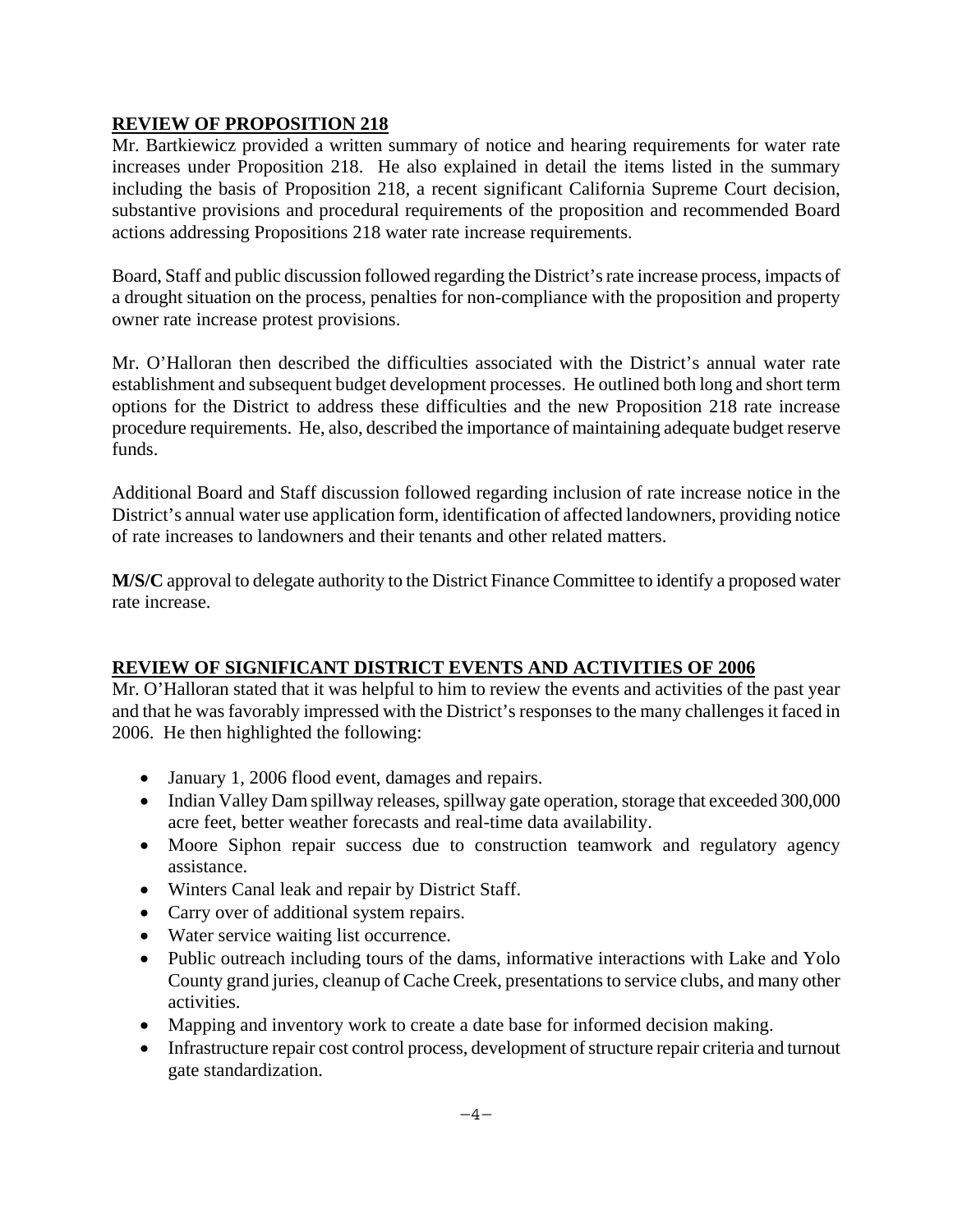## REVIEW OF PROPOSITION 218

Mr. Bartkiewicz provided a written summary of notice and hearing requirements for water rate increases under Proposition 218. He also explained in detail the items listed in the summary including the basis of Proposition 218, a recent significant California Supreme Court decision, substantive provisions and procedural requirements of the proposition and recommended Board actions addressing Propositions 218 water rate increase requirements.

Board, Staff and public discussion followed regarding the District's rate increase process, impacts of a drought situation on the process, penalties for non-compliance with the proposition and property owner rate increase protest provisions.

Mr. O'Halloran then described the difficulties associated with the District's annual water rate establishment and subsequent budget development processes. He outlined both long and short term options for the District to address these difficulties and the new Proposition 218 rate increase procedure requirements. He, also, described the importance of maintaining adequate budget reserve funds.

Additional Board and Staff discussion followed regarding inclusion of rate increase notice in the District's annual water use application form, identification of affected landowners, providing notice of rate increases to landowners and their tenants and other related matters.

**M/S/C** approval to delegate authority to the District Finance Committee to identify a proposed water rate increase.

## REVIEW OF SIGNIFICANT DISTRICT EVENTS AND ACTIVITIES OF 2006

Mr. O'Halloran stated that it was helpful to him to review the events and activities of the past year and that he was favorably impressed with the District's responses to the many challenges it faced in 2006. He then highlighted the following:

- January 1, 2006 flood event, damages and repairs.
- Indian Valley Dam spillway releases, spillway gate operation, storage that exceeded 300,000 acre feet, better weather forecasts and real-time data availability.
- Moore Siphon repair success due to construction teamwork and regulatory agency assistance.
- Winters Canal leak and repair by District Staff.
- Carry over of additional system repairs.
- Water service waiting list occurrence.
- Public outreach including tours of the dams, informative interactions with Lake and Yolo County grand juries, cleanup of Cache Creek, presentations to service clubs, and many other activities.
- Mapping and inventory work to create a date base for informed decision making.
- Infrastructure repair cost control process, development of structure repair criteria and turnout gate standardization.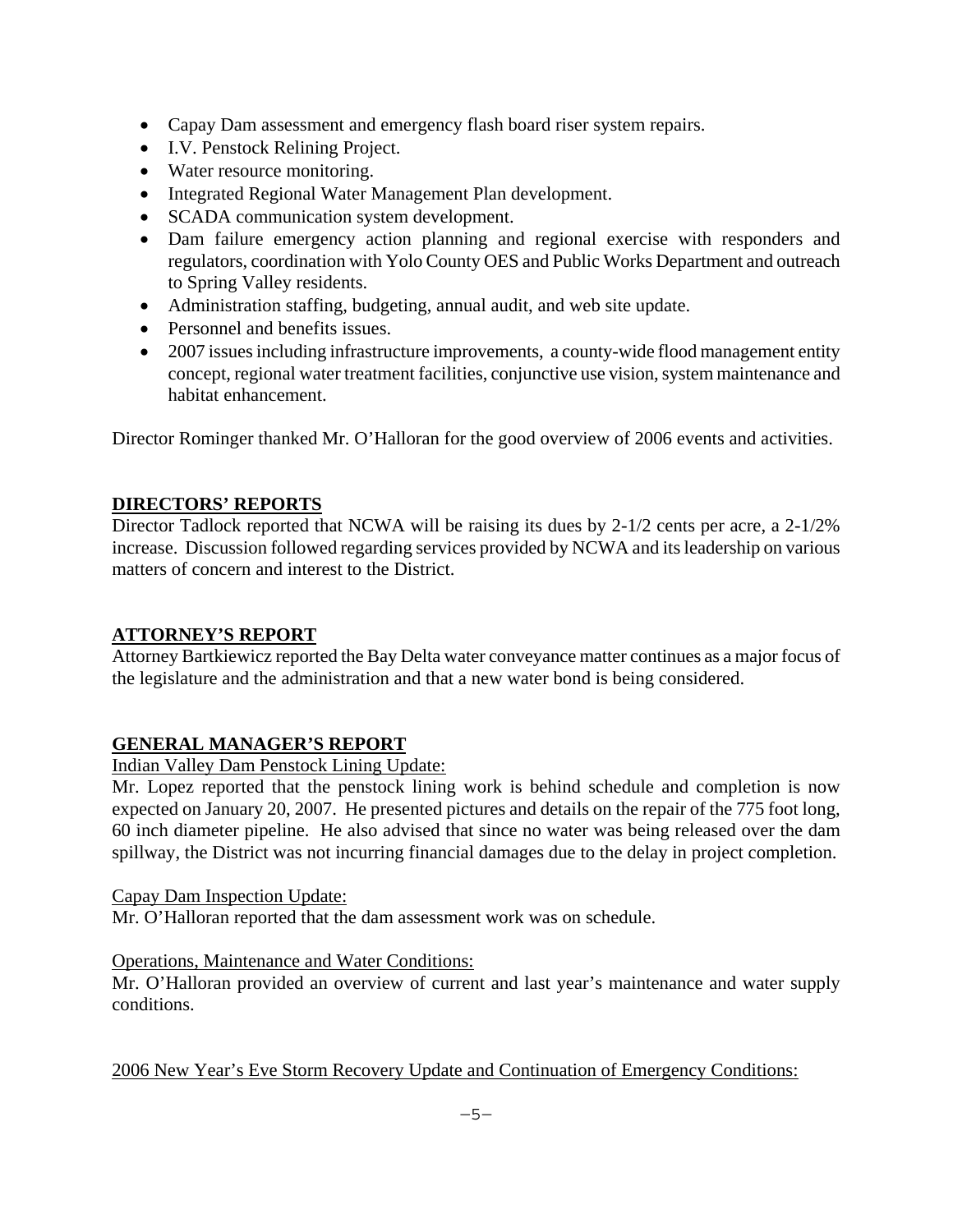- Capay Dam assessment and emergency flash board riser system repairs.
- I.V. Penstock Relining Project.
- Water resource monitoring.
- Integrated Regional Water Management Plan development.
- SCADA communication system development.
- Dam failure emergency action planning and regional exercise with responders and regulators, coordination with Yolo County OES and Public Works Department and outreach to Spring Valley residents.
- Administration staffing, budgeting, annual audit, and web site update.
- Personnel and benefits issues.
- 2007 issues including infrastructure improvements, a county-wide flood management entity concept, regional water treatment facilities, conjunctive use vision, system maintenance and habitat enhancement.

Director Rominger thanked Mr. O'Halloran for the good overview of 2006 events and activities.

## DIRECTORS' REPORTS

Director Tadlock reported that NCWA will be raising its dues by 2-1/2 cents per acre, a 2-1/2% increase. Discussion followed regarding services provided by NCWA and its leadership on various matters of concern and interest to the District.

## ATTORNEY'S REPORT

Attorney Bartkiewicz reported the Bay Delta water conveyance matter continues as a major focus of the legislature and the administration and that a new water bond is being considered.

## GENERAL MANAGER'S REPORT

Indian Valley Dam Penstock Lining Update:

Mr. Lopez reported that the penstock lining work is behind schedule and completion is now expected on January 20, 2007. He presented pictures and details on the repair of the 775 foot long, 60 inch diameter pipeline. He also advised that since no water was being released over the dam spillway, the District was not incurring financial damages due to the delay in project completion.

Capay Dam Inspection Update:

Mr. O'Halloran reported that the dam assessment work was on schedule.

Operations, Maintenance and Water Conditions:

Mr. O'Halloran provided an overview of current and last year's maintenance and water supply conditions.

2006 New Year's Eve Storm Recovery Update and Continuation of Emergency Conditions: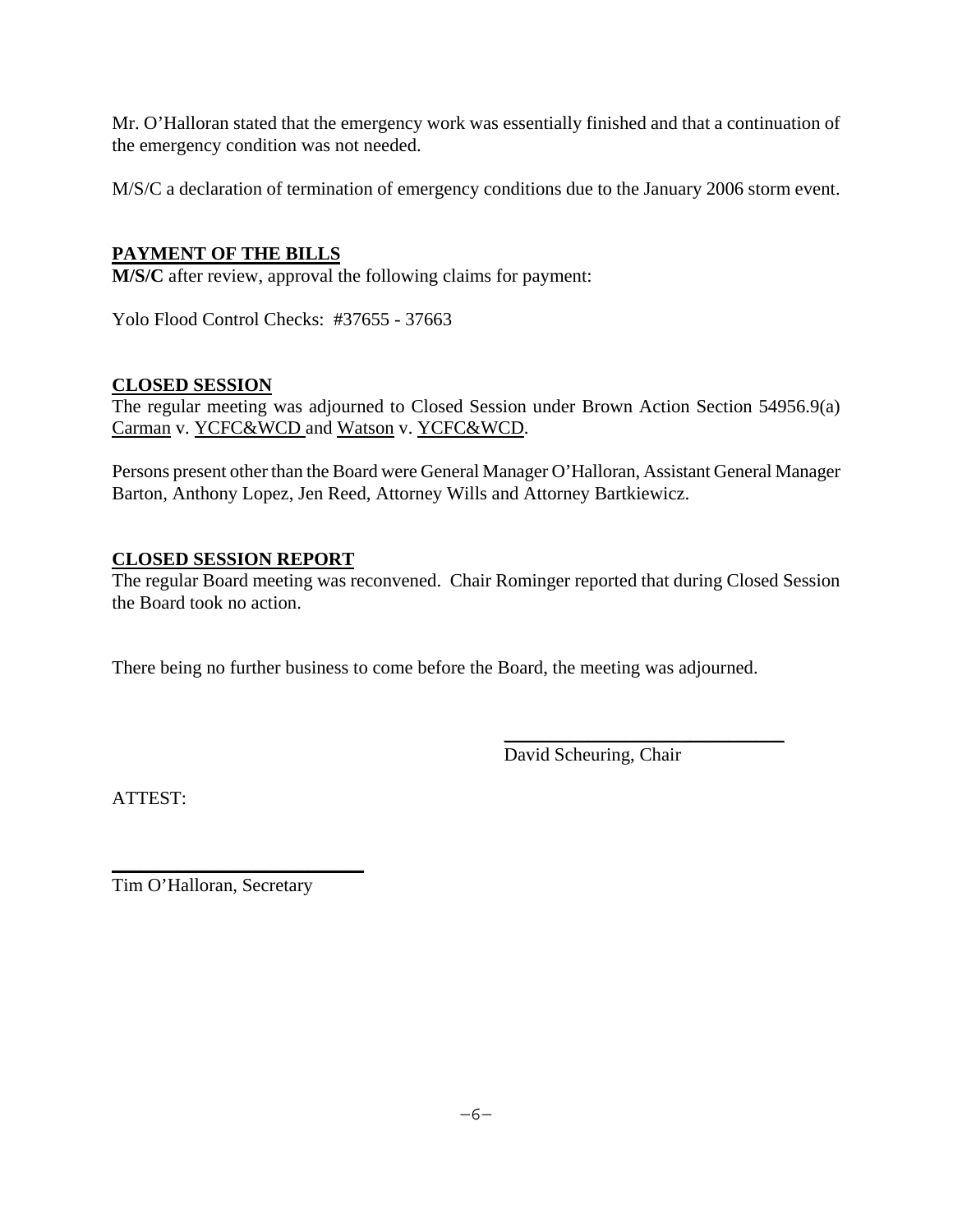Mr. O'Halloran stated that the emergency work was essentially finished and that a continuation of the emergency condition was not needed.

M/S/C a declaration of termination of emergency conditions due to the January 2006 storm event.

## PAYMENT OF THE BILLS

**M/S/C** after review, approval the following claims for payment:

Yolo Flood Control Checks: #37655 - 37663

## CLOSED SESSION

The regular meeting was adjourned to Closed Session under Brown Action Section 54956.9(a) Carman v. YCFC&WCD and Watson v. YCFC&WCD.

Persons present other than the Board were General Manager O'Halloran, Assistant General Manager Barton, Anthony Lopez, Jen Reed, Attorney Wills and Attorney Bartkiewicz.

## CLOSED SESSION REPORT

The regular Board meeting was reconvened. Chair Rominger reported that during Closed Session the Board took no action.

There being no further business to come before the Board, the meeting was adjourned.

\_\_\_\_\_\_\_\_\_\_\_\_\_\_\_\_\_\_\_\_\_\_\_\_\_\_\_\_\_\_

David Scheuring, Chair

ATTEST:

\_\_\_\_\_\_\_\_\_\_\_\_\_\_\_\_\_\_\_\_\_\_\_\_\_\_\_\_\_\_

Tim O'Halloran, Secretary